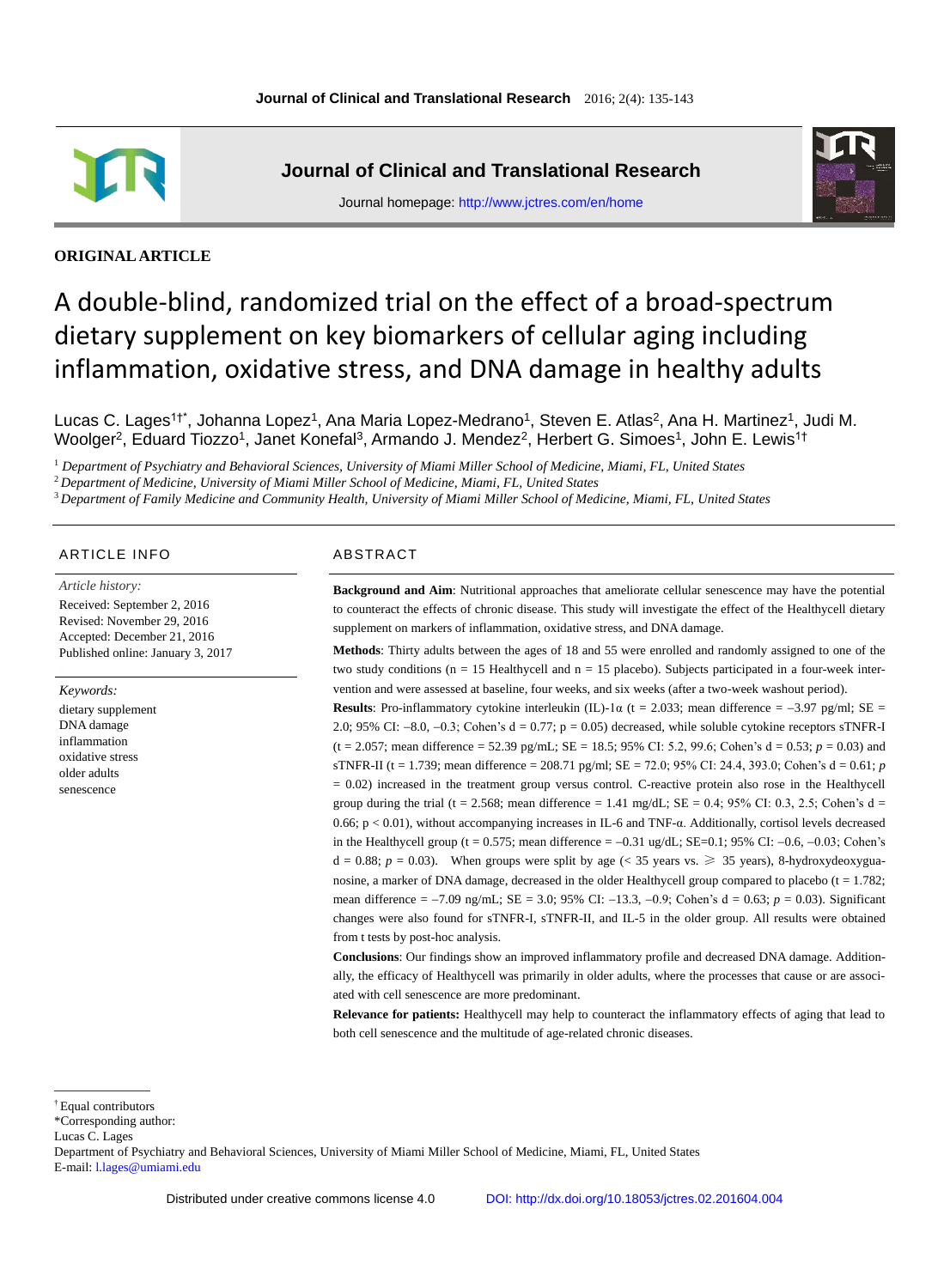**Journal of Clinical and Translational Research** 2016; 2(4): 135-143

**Journal of Clinical and Translational Research**

Journal homepage: http://www.jctres.com/en/home

**ORIGINAL ARTICLE**

# A double-blind, randomized trial on the effect of a broad-spectrum dietary supplement on key biomarkers of cellular aging including inflammation, oxidative stress, and DNA damage in healthy adults

Lucas C. Lages[1†*], Johanna Lopez[1], Ana Maria Lopez-Medrano[1], Steven E. Atlas[2], Ana H. Martinez[1], Judi M. Woolger[2], Eduard Tiozzo[1], Janet Konefal[3], Armando J. Mendez[2], Herbert G. Simoes[1], John E. Lewis[1†]

[1] *Department of Psychiatry and Behavioral Sciences, University of Miami Miller School of Medicine, Miami, FL, United States*
[2] *Department of Medicine, University of Miami Miller School of Medicine, Miami, FL, United States*
[3] *Department of Family Medicine and Community Health, University of Miami Miller School of Medicine, Miami, FL, United States*

## ARTICLE INFO

*Article history:*
Received: September 2, 2016
Revised: November 29, 2016
Accepted: December 21, 2016
Published online: January 3, 2017

*Keywords:*
dietary supplement
DNA damage
inflammation
oxidative stress
older adults
senescence

## ABSTRACT

**Background and Aim**: Nutritional approaches that ameliorate cellular senescence may have the potential to counteract the effects of chronic disease. This study will investigate the effect of the Healthycell dietary supplement on markers of inflammation, oxidative stress, and DNA damage.

**Methods**: Thirty adults between the ages of 18 and 55 were enrolled and randomly assigned to one of the two study conditions (n = 15 Healthycell and n = 15 placebo). Subjects participated in a four-week intervention and were assessed at baseline, four weeks, and six weeks (after a two-week washout period).

**Results**: Pro-inflammatory cytokine interleukin (IL)-1α (t = 2.033; mean difference = –3.97 pg/ml; SE = 2.0; 95% CI: –8.0, –0.3; Cohen's d = 0.77; p = 0.05) decreased, while soluble cytokine receptors sTNFR-I (t = 2.057; mean difference = 52.39 pg/mL; SE = 18.5; 95% CI: 5.2, 99.6; Cohen's d = 0.53; *p* = 0.03) and sTNFR-II (t = 1.739; mean difference = 208.71 pg/ml; SE = 72.0; 95% CI: 24.4, 393.0; Cohen's d = 0.61; *p* = 0.02) increased in the treatment group versus control. C-reactive protein also rose in the Healthycell group during the trial (t = 2.568; mean difference = 1.41 mg/dL; SE = 0.4; 95% CI: 0.3, 2.5; Cohen's d = 0.66; p < 0.01), without accompanying increases in IL-6 and TNF-α. Additionally, cortisol levels decreased in the Healthycell group (t = 0.575; mean difference = –0.31 ug/dL; SE=0.1; 95% CI: –0.6, –0.03; Cohen's d = 0.88; *p* = 0.03). When groups were split by age (< 35 years vs. ⩾ 35 years), 8-hydroxydeoxyguanosine, a marker of DNA damage, decreased in the older Healthycell group compared to placebo (t = 1.782; mean difference = –7.09 ng/mL; SE = 3.0; 95% CI: –13.3, –0.9; Cohen's d = 0.63; *p* = 0.03). Significant changes were also found for sTNFR-I, sTNFR-II, and IL-5 in the older group. All results were obtained from t tests by post-hoc analysis.

**Conclusions**: Our findings show an improved inflammatory profile and decreased DNA damage. Additionally, the efficacy of Healthycell was primarily in older adults, where the processes that cause or are associated with cell senescence are more predominant.

**Relevance for patients:** Healthycell may help to counteract the inflammatory effects of aging that lead to both cell senescence and the multitude of age-related chronic diseases.

---

[†] Equal contributors
*Corresponding author:
Lucas C. Lages
Department of Psychiatry and Behavioral Sciences, University of Miami Miller School of Medicine, Miami, FL, United States
E-mail: l.lages@umiami.edu

Distributed under creative commons license 4.0 DOI: http://dx.doi.org/10.18053/jctres.02.201604.004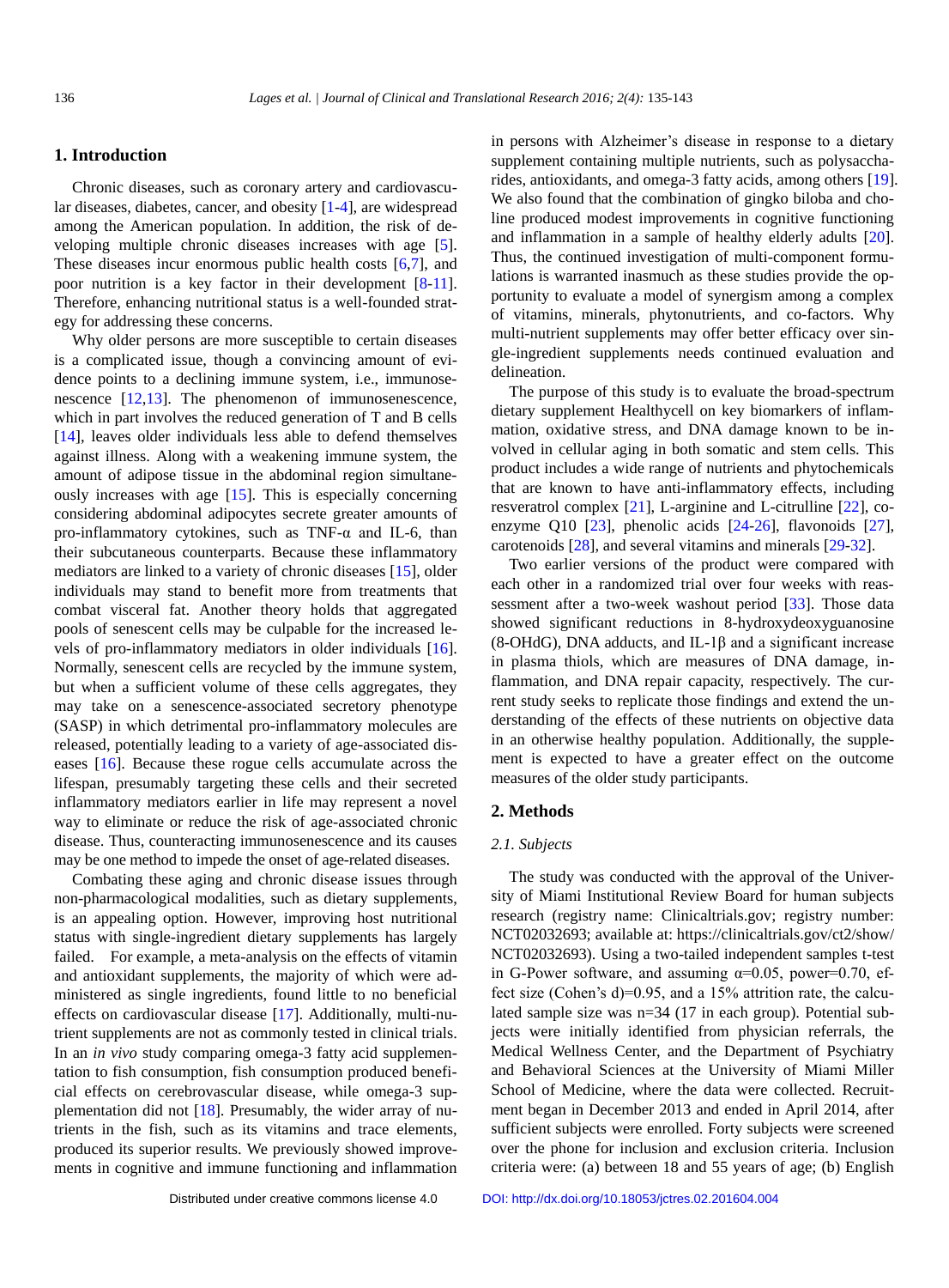## 1. Introduction

Chronic diseases, such as coronary artery and cardiovascular diseases, diabetes, cancer, and obesity [1-4], are widespread among the American population. In addition, the risk of developing multiple chronic diseases increases with age [5]. These diseases incur enormous public health costs [6,7], and poor nutrition is a key factor in their development [8-11]. Therefore, enhancing nutritional status is a well-founded strategy for addressing these concerns.

Why older persons are more susceptible to certain diseases is a complicated issue, though a convincing amount of evidence points to a declining immune system, i.e., immunosenescence [12,13]. The phenomenon of immunosenescence, which in part involves the reduced generation of T and B cells [14], leaves older individuals less able to defend themselves against illness. Along with a weakening immune system, the amount of adipose tissue in the abdominal region simultaneously increases with age [15]. This is especially concerning considering abdominal adipocytes secrete greater amounts of pro-inflammatory cytokines, such as TNF-α and IL-6, than their subcutaneous counterparts. Because these inflammatory mediators are linked to a variety of chronic diseases [15], older individuals may stand to benefit more from treatments that combat visceral fat. Another theory holds that aggregated pools of senescent cells may be culpable for the increased levels of pro-inflammatory mediators in older individuals [16]. Normally, senescent cells are recycled by the immune system, but when a sufficient volume of these cells aggregates, they may take on a senescence-associated secretory phenotype (SASP) in which detrimental pro-inflammatory molecules are released, potentially leading to a variety of age-associated diseases [16]. Because these rogue cells accumulate across the lifespan, presumably targeting these cells and their secreted inflammatory mediators earlier in life may represent a novel way to eliminate or reduce the risk of age-associated chronic disease. Thus, counteracting immunosenescence and its causes may be one method to impede the onset of age-related diseases.

Combating these aging and chronic disease issues through non-pharmacological modalities, such as dietary supplements, is an appealing option. However, improving host nutritional status with single-ingredient dietary supplements has largely failed. For example, a meta-analysis on the effects of vitamin and antioxidant supplements, the majority of which were administered as single ingredients, found little to no beneficial effects on cardiovascular disease [17]. Additionally, multi-nutrient supplements are not as commonly tested in clinical trials. In an *in vivo* study comparing omega-3 fatty acid supplementation to fish consumption, fish consumption produced beneficial effects on cerebrovascular disease, while omega-3 supplementation did not [18]. Presumably, the wider array of nutrients in the fish, such as its vitamins and trace elements, produced its superior results. We previously showed improvements in cognitive and immune functioning and inflammation in persons with Alzheimer's disease in response to a dietary supplement containing multiple nutrients, such as polysaccharides, antioxidants, and omega-3 fatty acids, among others [19]. We also found that the combination of gingko biloba and choline produced modest improvements in cognitive functioning and inflammation in a sample of healthy elderly adults [20]. Thus, the continued investigation of multi-component formulations is warranted inasmuch as these studies provide the opportunity to evaluate a model of synergism among a complex of vitamins, minerals, phytonutrients, and co-factors. Why multi-nutrient supplements may offer better efficacy over single-ingredient supplements needs continued evaluation and delineation.

The purpose of this study is to evaluate the broad-spectrum dietary supplement Healthycell on key biomarkers of inflammation, oxidative stress, and DNA damage known to be involved in cellular aging in both somatic and stem cells. This product includes a wide range of nutrients and phytochemicals that are known to have anti-inflammatory effects, including resveratrol complex [21], L-arginine and L-citrulline [22], coenzyme Q10 [23], phenolic acids [24-26], flavonoids [27], carotenoids [28], and several vitamins and minerals [29-32].

Two earlier versions of the product were compared with each other in a randomized trial over four weeks with reassessment after a two-week washout period [33]. Those data showed significant reductions in 8-hydroxydeoxyguanosine (8-OHdG), DNA adducts, and IL-1β and a significant increase in plasma thiols, which are measures of DNA damage, inflammation, and DNA repair capacity, respectively. The current study seeks to replicate those findings and extend the understanding of the effects of these nutrients on objective data in an otherwise healthy population. Additionally, the supplement is expected to have a greater effect on the outcome measures of the older study participants.

## 2. Methods

### 2.1. Subjects

The study was conducted with the approval of the University of Miami Institutional Review Board for human subjects research (registry name: Clinicaltrials.gov; registry number: NCT02032693; available at: https://clinicaltrials.gov/ct2/show/NCT02032693). Using a two-tailed independent samples t-test in G-Power software, and assuming $\alpha=0.05$, power=0.70, effect size (Cohen's d)=0.95, and a 15% attrition rate, the calculated sample size was n=34 (17 in each group). Potential subjects were initially identified from physician referrals, the Medical Wellness Center, and the Department of Psychiatry and Behavioral Sciences at the University of Miami Miller School of Medicine, where the data were collected. Recruitment began in December 2013 and ended in April 2014, after sufficient subjects were enrolled. Forty subjects were screened over the phone for inclusion and exclusion criteria. Inclusion criteria were: (a) between 18 and 55 years of age; (b) English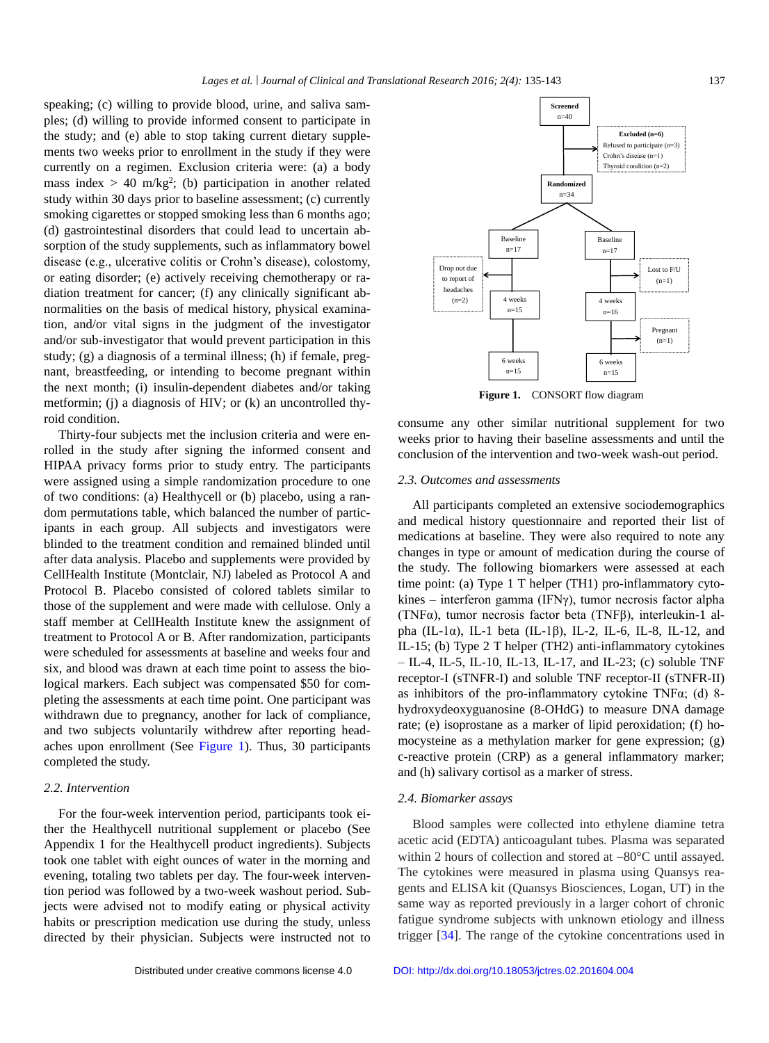speaking; (c) willing to provide blood, urine, and saliva samples; (d) willing to provide informed consent to participate in the study; and (e) able to stop taking current dietary supplements two weeks prior to enrollment in the study if they were currently on a regimen. Exclusion criteria were: (a) a body mass index > 40 m/kg$^2$; (b) participation in another related study within 30 days prior to baseline assessment; (c) currently smoking cigarettes or stopped smoking less than 6 months ago; (d) gastrointestinal disorders that could lead to uncertain absorption of the study supplements, such as inflammatory bowel disease (e.g., ulcerative colitis or Crohn's disease), colostomy, or eating disorder; (e) actively receiving chemotherapy or radiation treatment for cancer; (f) any clinically significant abnormalities on the basis of medical history, physical examination, and/or vital signs in the judgment of the investigator and/or sub-investigator that would prevent participation in this study; (g) a diagnosis of a terminal illness; (h) if female, pregnant, breastfeeding, or intending to become pregnant within the next month; (i) insulin-dependent diabetes and/or taking metformin; (j) a diagnosis of HIV; or (k) an uncontrolled thyroid condition.

Thirty-four subjects met the inclusion criteria and were enrolled in the study after signing the informed consent and HIPAA privacy forms prior to study entry. The participants were assigned using a simple randomization procedure to one of two conditions: (a) Healthycell or (b) placebo, using a random permutations table, which balanced the number of participants in each group. All subjects and investigators were blinded to the treatment condition and remained blinded until after data analysis. Placebo and supplements were provided by CellHealth Institute (Montclair, NJ) labeled as Protocol A and Protocol B. Placebo consisted of colored tablets similar to those of the supplement and were made with cellulose. Only a staff member at CellHealth Institute knew the assignment of treatment to Protocol A or B. After randomization, participants were scheduled for assessments at baseline and weeks four and six, and blood was drawn at each time point to assess the biological markers. Each subject was compensated $50 for completing the assessments at each time point. One participant was withdrawn due to pregnancy, another for lack of compliance, and two subjects voluntarily withdrew after reporting headaches upon enrollment (See Figure 1). Thus, 30 participants completed the study.

### 2.2. Intervention

For the four-week intervention period, participants took either the Healthycell nutritional supplement or placebo (See Appendix 1 for the Healthycell product ingredients). Subjects took one tablet with eight ounces of water in the morning and evening, totaling two tablets per day. The four-week intervention period was followed by a two-week washout period. Subjects were advised not to modify eating or physical activity habits or prescription medication use during the study, unless directed by their physician. Subjects were instructed not to consume any other similar nutritional supplement for two weeks prior to having their baseline assessments and until the conclusion of the intervention and two-week wash-out period.

Screened n=40
Excluded (n=6): Refused to participate (n=3); Crohn's disease (n=1); Thyroid condition (n=2)
Randomized n=34
Baseline n=17 → Drop out due to report of headaches (n=2) → 4 weeks n=15 → 6 weeks n=15
Baseline n=17 → Lost to F/U (n=1) → 4 weeks n=16 → Pregnant (n=1) → 6 weeks n=15

**Figure 1.** CONSORT flow diagram

### 2.3. Outcomes and assessments

All participants completed an extensive sociodemographics and medical history questionnaire and reported their list of medications at baseline. They were also required to note any changes in type or amount of medication during the course of the study. The following biomarkers were assessed at each time point: (a) Type 1 T helper (TH1) pro-inflammatory cytokines – interferon gamma (IFNγ), tumor necrosis factor alpha (TNFα), tumor necrosis factor beta (TNFβ), interleukin-1 alpha (IL-1α), IL-1 beta (IL-1β), IL-2, IL-6, IL-8, IL-12, and IL-15; (b) Type 2 T helper (TH2) anti-inflammatory cytokines – IL-4, IL-5, IL-10, IL-13, IL-17, and IL-23; (c) soluble TNF receptor-I (sTNFR-I) and soluble TNF receptor-II (sTNFR-II) as inhibitors of the pro-inflammatory cytokine TNFα; (d) 8-hydroxydeoxyguanosine (8-OHdG) to measure DNA damage rate; (e) isoprostane as a marker of lipid peroxidation; (f) homocysteine as a methylation marker for gene expression; (g) c-reactive protein (CRP) as a general inflammatory marker; and (h) salivary cortisol as a marker of stress.

### 2.4. Biomarker assays

Blood samples were collected into ethylene diamine tetra acetic acid (EDTA) anticoagulant tubes. Plasma was separated within 2 hours of collection and stored at –80°C until assayed. The cytokines were measured in plasma using Quansys reagents and ELISA kit (Quansys Biosciences, Logan, UT) in the same way as reported previously in a larger cohort of chronic fatigue syndrome subjects with unknown etiology and illness trigger [34]. The range of the cytokine concentrations used in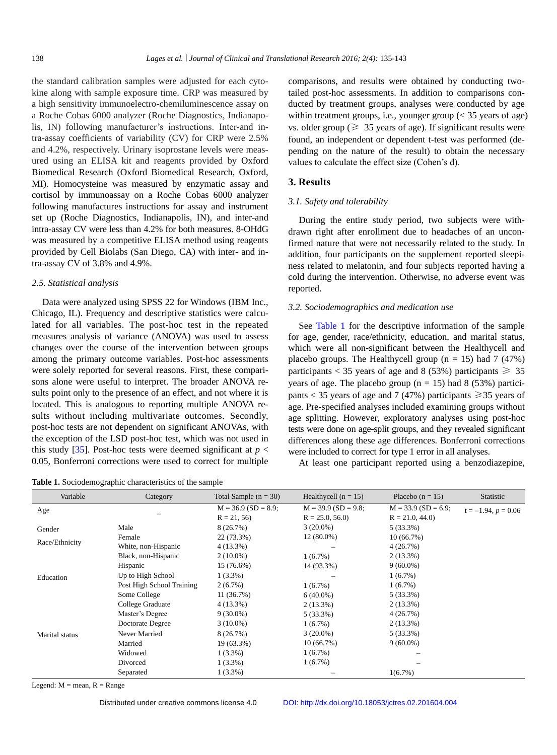the standard calibration samples were adjusted for each cytokine along with sample exposure time. CRP was measured by a high sensitivity immunoelectro-chemiluminescence assay on a Roche Cobas 6000 analyzer (Roche Diagnostics, Indianapolis, IN) following manufacturer's instructions. Inter-and intra-assay coefficients of variability (CV) for CRP were 2.5% and 4.2%, respectively. Urinary isoprostane levels were measured using an ELISA kit and reagents provided by Oxford Biomedical Research (Oxford Biomedical Research, Oxford, MI). Homocysteine was measured by enzymatic assay and cortisol by immunoassay on a Roche Cobas 6000 analyzer following manufactures instructions for assay and instrument set up (Roche Diagnostics, Indianapolis, IN), and inter-and intra-assay CV were less than 4.2% for both measures. 8-OHdG was measured by a competitive ELISA method using reagents provided by Cell Biolabs (San Diego, CA) with inter- and intra-assay CV of 3.8% and 4.9%.

### 2.5. Statistical analysis

Data were analyzed using SPSS 22 for Windows (IBM Inc., Chicago, IL). Frequency and descriptive statistics were calculated for all variables. The post-hoc test in the repeated measures analysis of variance (ANOVA) was used to assess changes over the course of the intervention between groups among the primary outcome variables. Post-hoc assessments were solely reported for several reasons. First, these comparisons alone were useful to interpret. The broader ANOVA results point only to the presence of an effect, and not where it is located. This is analogous to reporting multiple ANOVA results without including multivariate outcomes. Secondly, post-hoc tests are not dependent on significant ANOVAs, with the exception of the LSD post-hoc test, which was not used in this study [35]. Post-hoc tests were deemed significant at $p < 0.05$, Bonferroni corrections were used to correct for multiple comparisons, and results were obtained by conducting two-tailed post-hoc assessments. In addition to comparisons conducted by treatment groups, analyses were conducted by age within treatment groups, i.e., younger group (< 35 years of age) vs. older group (⩾ 35 years of age). If significant results were found, an independent or dependent t-test was performed (depending on the nature of the result) to obtain the necessary values to calculate the effect size (Cohen's d).

## 3. Results

### 3.1. Safety and tolerability

During the entire study period, two subjects were withdrawn right after enrollment due to headaches of an unconfirmed nature that were not necessarily related to the study. In addition, four participants on the supplement reported sleepiness related to melatonin, and four subjects reported having a cold during the intervention. Otherwise, no adverse event was reported.

### 3.2. Sociodemographics and medication use

See Table 1 for the descriptive information of the sample for age, gender, race/ethnicity, education, and marital status, which were all non-significant between the Healthycell and placebo groups. The Healthycell group (n = 15) had 7 (47%) participants < 35 years of age and 8 (53%) participants ⩾ 35 years of age. The placebo group (n = 15) had 8 (53%) participants < 35 years of age and 7 (47%) participants ⩾35 years of age. Pre-specified analyses included examining groups without age splitting. However, exploratory analyses using post-hoc tests were done on age-split groups, and they revealed significant differences along these age differences. Bonferroni corrections were included to correct for type 1 error in all analyses.

At least one participant reported using a benzodiazepine,

**Table 1.** Sociodemographic characteristics of the sample

| Variable | Category | Total Sample (n = 30) | Healthycell (n = 15) | Placebo (n = 15) | Statistic |
|---|---|---|---|---|---|
| Age | – | M = 36.9 (SD = 8.9; R = 21, 56) | M = 39.9 (SD = 9.8; R = 25.0, 56.0) | M = 33.9 (SD = 6.9; R = 21.0, 44.0) | $t = -1.94$, $p = 0.06$ |
| Gender | Male | 8 (26.7%) | 3 (20.0%) | 5 (33.3%) | |
| | Female | 22 (73.3%) | 12 (80.0%) | 10 (66.7%) | |
| Race/Ethnicity | White, non-Hispanic | 4 (13.3%) | – | 4 (26.7%) | |
| | Black, non-Hispanic | 2 (10.0%) | 1 (6.7%) | 2 (13.3%) | |
| | Hispanic | 15 (76.6%) | 14 (93.3%) | 9 (60.0%) | |
| Education | Up to High School | 1 (3.3%) | – | 1 (6.7%) | |
| | Post High School Training | 2 (6.7%) | 1 (6.7%) | 1 (6.7%) | |
| | Some College | 11 (36.7%) | 6 (40.0%) | 5 (33.3%) | |
| | College Graduate | 4 (13.3%) | 2 (13.3%) | 2 (13.3%) | |
| | Master's Degree | 9 (30.0%) | 5 (33.3%) | 4 (26.7%) | |
| | Doctorate Degree | 3 (10.0%) | 1 (6.7%) | 2 (13.3%) | |
| Marital status | Never Married | 8 (26.7%) | 3 (20.0%) | 5 (33.3%) | |
| | Married | 19 (63.3%) | 10 (66.7%) | 9 (60.0%) | |
| | Widowed | 1 (3.3%) | 1 (6.7%) | – | |
| | Divorced | 1 (3.3%) | 1 (6.7%) | – | |
| | Separated | 1 (3.3%) | – | 1(6.7%) | |

Legend: M = mean, R = Range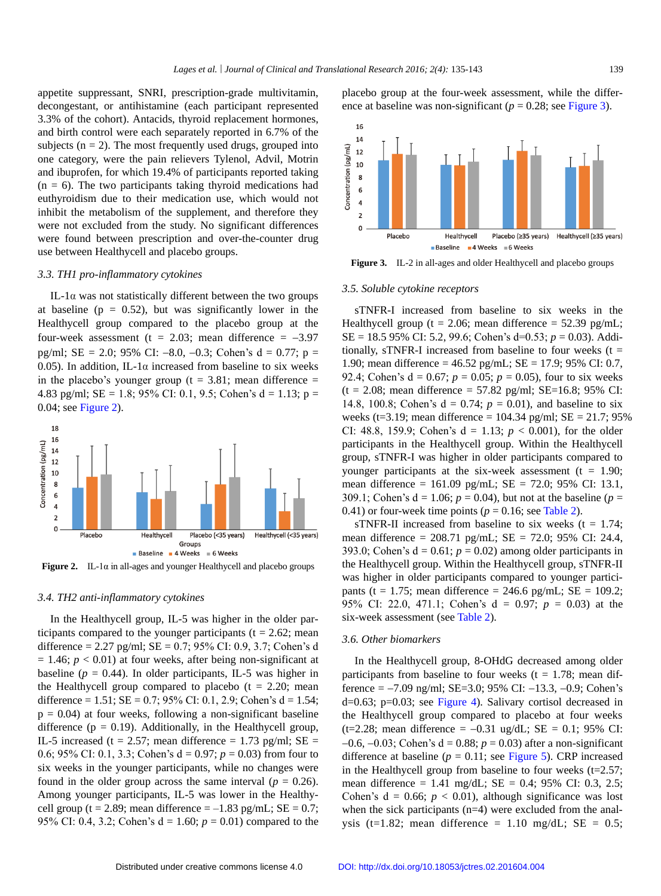appetite suppressant, SNRI, prescription-grade multivitamin, decongestant, or antihistamine (each participant represented 3.3% of the cohort). Antacids, thyroid replacement hormones, and birth control were each separately reported in 6.7% of the subjects (n = 2). The most frequently used drugs, grouped into one category, were the pain relievers Tylenol, Advil, Motrin and ibuprofen, for which 19.4% of participants reported taking (n = 6). The two participants taking thyroid medications had euthyroidism due to their medication use, which would not inhibit the metabolism of the supplement, and therefore they were not excluded from the study. No significant differences were found between prescription and over-the-counter drug use between Healthycell and placebo groups.

### 3.3. TH1 pro-inflammatory cytokines

IL-1α was not statistically different between the two groups at baseline (p = 0.52), but was significantly lower in the Healthycell group compared to the placebo group at the four-week assessment (t = 2.03; mean difference = –3.97 pg/ml; SE = 2.0; 95% CI: –8.0, –0.3; Cohen's d = 0.77; p = 0.05). In addition, IL-1α increased from baseline to six weeks in the placebo's younger group (t = 3.81; mean difference = 4.83 pg/ml; SE = 1.8; 95% CI: 0.1, 9.5; Cohen's d = 1.13; p = 0.04; see Figure 2).

**Figure 2.** IL-1α in all-ages and younger Healthycell and placebo groups

### 3.4. TH2 anti-inflammatory cytokines

In the Healthycell group, IL-5 was higher in the older participants compared to the younger participants (t = 2.62; mean difference = 2.27 pg/ml; SE = 0.7; 95% CI: 0.9, 3.7; Cohen's d = 1.46; *p* < 0.01) at four weeks, after being non-significant at baseline (*p* = 0.44). In older participants, IL-5 was higher in the Healthycell group compared to placebo (t = 2.20; mean difference = 1.51; SE = 0.7; 95% CI: 0.1, 2.9; Cohen's d = 1.54; p = 0.04) at four weeks, following a non-significant baseline difference (p = 0.19). Additionally, in the Healthycell group, IL-5 increased (t = 2.57; mean difference = 1.73 pg/ml; SE = 0.6; 95% CI: 0.1, 3.3; Cohen's d = 0.97; *p* = 0.03) from four to six weeks in the younger participants, while no changes were found in the older group across the same interval (*p* = 0.26). Among younger participants, IL-5 was lower in the Healthycell group (t = 2.89; mean difference = –1.83 pg/mL; SE = 0.7; 95% CI: 0.4, 3.2; Cohen's d = 1.60; *p* = 0.01) compared to the placebo group at the four-week assessment, while the difference at baseline was non-significant (*p* = 0.28; see Figure 3).

**Figure 3.** IL-2 in all-ages and older Healthycell and placebo groups

### 3.5. Soluble cytokine receptors

sTNFR-I increased from baseline to six weeks in the Healthycell group (t = 2.06; mean difference = 52.39 pg/mL; SE = 18.5 95% CI: 5.2, 99.6; Cohen's d=0.53; *p* = 0.03). Additionally, sTNFR-I increased from baseline to four weeks (t = 1.90; mean difference = 46.52 pg/mL; SE = 17.9; 95% CI: 0.7, 92.4; Cohen's d = 0.67; *p* = 0.05; *p* = 0.05), four to six weeks (t = 2.08; mean difference = 57.82 pg/mL; SE=16.8; 95% CI: 14.8, 100.8; Cohen's d = 0.74; *p* = 0.01), and baseline to six weeks (t=3.19; mean difference = 104.34 pg/mL; SE = 21.7; 95% CI: 48.8, 159.9; Cohen's d = 1.13; *p* < 0.001), for the older participants in the Healthycell group. Within the Healthycell group, sTNFR-I was higher in older participants compared to younger participants at the six-week assessment (t = 1.90; mean difference = 161.09 pg/mL; SE = 72.0; 95% CI: 13.1, 309.1; Cohen's d = 1.06; *p* = 0.04), but not at the baseline (*p* = 0.41) or four-week time points (*p* = 0.16; see Table 2).

sTNFR-II increased from baseline to six weeks (t = 1.74; mean difference = 208.71 pg/mL; SE = 72.0; 95% CI: 24.4, 393.0; Cohen's d = 0.61; *p* = 0.02) among older participants in the Healthycell group. Within the Healthycell group, sTNFR-II was higher in older participants compared to younger participants (t = 1.75; mean difference = 246.6 pg/mL; SE = 109.2; 95% CI: 22.0, 471.1; Cohen's d = 0.97; *p* = 0.03) at the six-week assessment (see Table 2).

### 3.6. Other biomarkers

In the Healthycell group, 8-OHdG decreased among older participants from baseline to four weeks (t = 1.78; mean difference = –7.09 ng/ml; SE=3.0; 95% CI: –13.3, –0.9; Cohen's d=0.63; p=0.03; see Figure 4). Salivary cortisol decreased in the Healthycell group compared to placebo at four weeks (t=2.28; mean difference = –0.31 ug/dL; SE = 0.1; 95% CI: –0.6, –0.03; Cohen's d = 0.88; *p* = 0.03) after a non-significant difference at baseline (*p* = 0.11; see Figure 5). CRP increased in the Healthycell group from baseline to four weeks (t=2.57; mean difference = 1.41 mg/dL; SE = 0.4; 95% CI: 0.3, 2.5; Cohen's d = 0.66; *p* < 0.01), although significance was lost when the sick participants (n=4) were excluded from the analysis (t=1.82; mean difference = 1.10 mg/dL; SE = 0.5;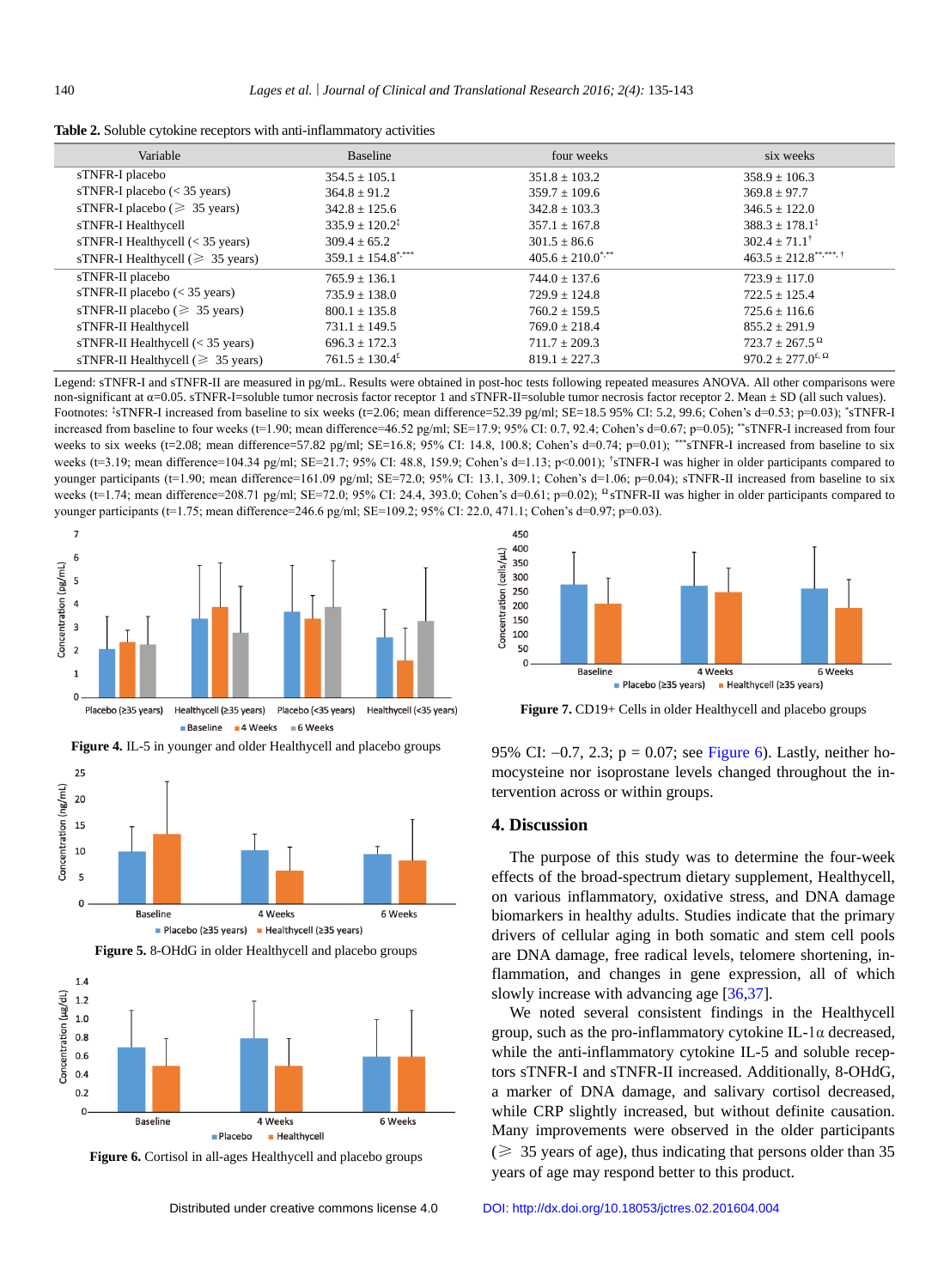**Table 2.** Soluble cytokine receptors with anti-inflammatory activities

| Variable | Baseline | four weeks | six weeks |
|---|---|---|---|
| sTNFR-I placebo | 354.5 ± 105.1 | 351.8 ± 103.2 | 358.9 ± 106.3 |
| sTNFR-I placebo (< 35 years) | 364.8 ± 91.2 | 359.7 ± 109.6 | 369.8 ± 97.7 |
| sTNFR-I placebo (⩾ 35 years) | 342.8 ± 125.6 | 342.8 ± 103.3 | 346.5 ± 122.0 |
| sTNFR-I Healthycell | 335.9 ± 120.2[‡] | 357.1 ± 167.8 | 388.3 ± 178.1[‡] |
| sTNFR-I Healthycell (< 35 years) | 309.4 ± 65.2 | 301.5 ± 86.6 | 302.4 ± 71.1[†] |
| sTNFR-I Healthycell (⩾ 35 years) | 359.1 ± 154.8[*,***] | 405.6 ± 210.0[*,**] | 463.5 ± 212.8[**,***,†] |
| sTNFR-II placebo | 765.9 ± 136.1 | 744.0 ± 137.6 | 723.9 ± 117.0 |
| sTNFR-II placebo (< 35 years) | 735.9 ± 138.0 | 729.9 ± 124.8 | 722.5 ± 125.4 |
| sTNFR-II placebo (⩾ 35 years) | 800.1 ± 135.8 | 760.2 ± 159.5 | 725.6 ± 116.6 |
| sTNFR-II Healthycell | 731.1 ± 149.5 | 769.0 ± 218.4 | 855.2 ± 291.9 |
| sTNFR-II Healthycell (< 35 years) | 696.3 ± 172.3 | 711.7 ± 209.3 | 723.7 ± 267.5[Ω] |
| sTNFR-II Healthycell (⩾ 35 years) | 761.5 ± 130.4[£] | 819.1 ± 227.3 | 970.2 ± 277.0[£,Ω] |

Legend: sTNFR-I and sTNFR-II are measured in pg/mL. Results were obtained in post-hoc tests following repeated measures ANOVA. All other comparisons were non-significant at α=0.05. sTNFR-I=soluble tumor necrosis factor receptor 1 and sTNFR-II=soluble tumor necrosis factor receptor 2. Mean ± SD (all such values). Footnotes: [‡]sTNFR-I increased from baseline to six weeks (t=2.06; mean difference=52.39 pg/ml; SE=18.5 95% CI: 5.2, 99.6; Cohen's d=0.53; p=0.03); [*]sTNFR-I increased from baseline to four weeks (t=1.90; mean difference=46.52 pg/ml; SE=17.9; 95% CI: 0.7, 92.4; Cohen's d=0.67; p=0.05); [**]sTNFR-I increased from four weeks to six weeks (t=2.08; mean difference=57.82 pg/ml; SE=16.8; 95% CI: 14.8, 100.8; Cohen's d=0.74; p=0.01); [***]sTNFR-I increased from baseline to six weeks (t=3.19; mean difference=104.34 pg/ml; SE=21.7; 95% CI: 48.8, 159.9; Cohen's d=1.13; p<0.001); [†]sTNFR-I was higher in older participants compared to younger participants (t=1.90; mean difference=161.09 pg/ml; SE=72.0; 95% CI: 13.1, 309.1; Cohen's d=1.06; p=0.04); sTNFR-II increased from baseline to six weeks (t=1.74; mean difference=208.71 pg/ml; SE=72.0; 95% CI: 24.4, 393.0; Cohen's d=0.61; p=0.02); [Ω]sTNFR-II was higher in older participants compared to younger participants (t=1.75; mean difference=246.6 pg/ml; SE=109.2; 95% CI: 22.0, 471.1; Cohen's d=0.97; p=0.03).

**Figure 4.** IL-5 in younger and older Healthycell and placebo groups

**Figure 5.** 8-OHdG in older Healthycell and placebo groups

**Figure 6.** Cortisol in all-ages Healthycell and placebo groups

**Figure 7.** CD19+ Cells in older Healthycell and placebo groups

95% CI: –0.7, 2.3; p = 0.07; see Figure 6). Lastly, neither homocysteine nor isoprostane levels changed throughout the intervention across or within groups.

## 4. Discussion

The purpose of this study was to determine the four-week effects of the broad-spectrum dietary supplement, Healthycell, on various inflammatory, oxidative stress, and DNA damage biomarkers in healthy adults. Studies indicate that the primary drivers of cellular aging in both somatic and stem cell pools are DNA damage, free radical levels, telomere shortening, inflammation, and changes in gene expression, all of which slowly increase with advancing age [36,37].

We noted several consistent findings in the Healthycell group, such as the pro-inflammatory cytokine IL-1α decreased, while the anti-inflammatory cytokine IL-5 and soluble receptors sTNFR-I and sTNFR-II increased. Additionally, 8-OHdG, a marker of DNA damage, and salivary cortisol decreased, while CRP slightly increased, but without definite causation. Many improvements were observed in the older participants (⩾ 35 years of age), thus indicating that persons older than 35 years of age may respond better to this product.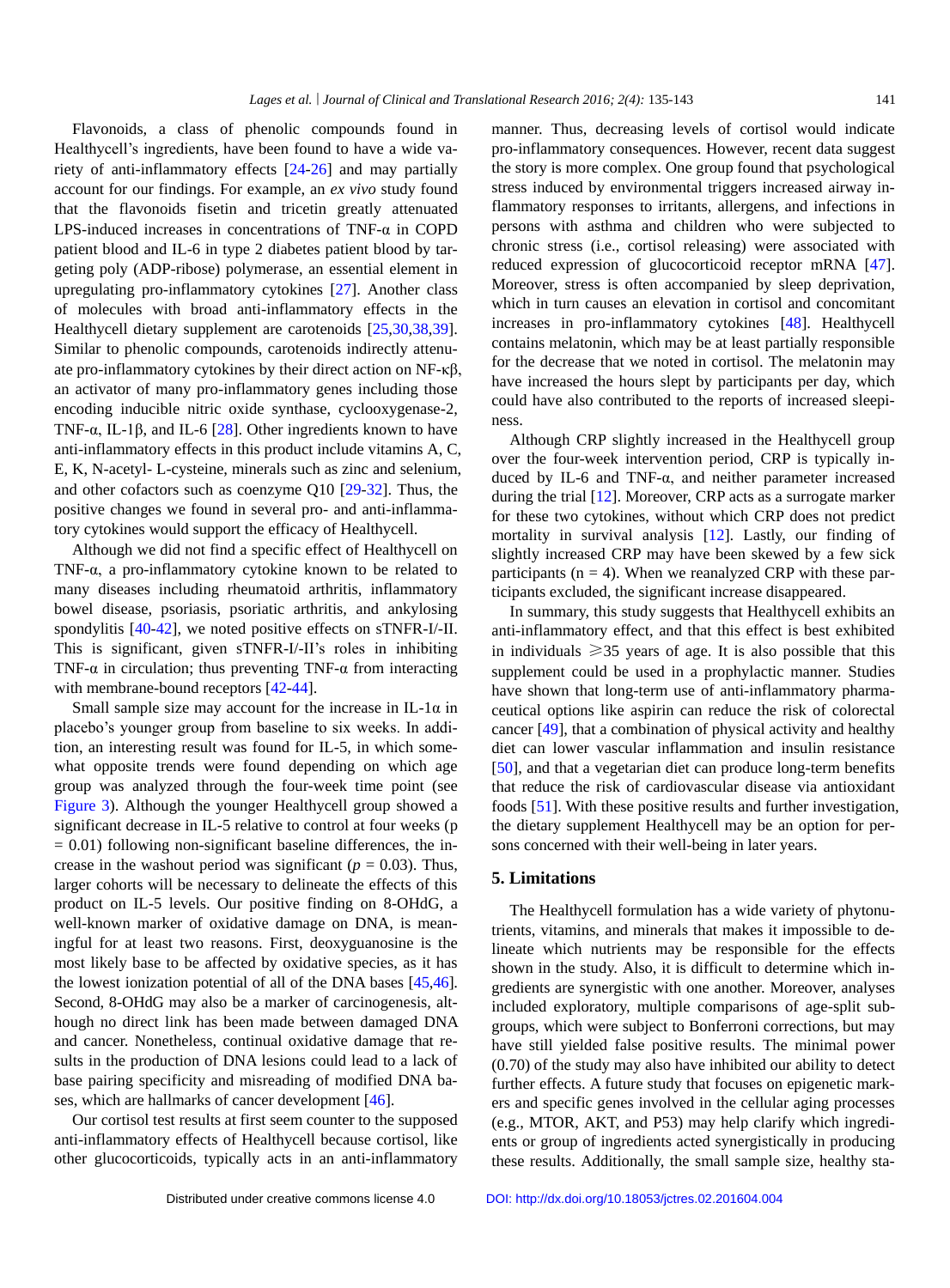Flavonoids, a class of phenolic compounds found in Healthycell's ingredients, have been found to have a wide variety of anti-inflammatory effects [24-26] and may partially account for our findings. For example, an *ex vivo* study found that the flavonoids fisetin and tricetin greatly attenuated LPS-induced increases in concentrations of TNF-α in COPD patient blood and IL-6 in type 2 diabetes patient blood by targeting poly (ADP-ribose) polymerase, an essential element in upregulating pro-inflammatory cytokines [27]. Another class of molecules with broad anti-inflammatory effects in the Healthycell dietary supplement are carotenoids [25,30,38,39]. Similar to phenolic compounds, carotenoids indirectly attenuate pro-inflammatory cytokines by their direct action on NF-κβ, an activator of many pro-inflammatory genes including those encoding inducible nitric oxide synthase, cyclooxygenase-2, TNF-α, IL-1β, and IL-6 [28]. Other ingredients known to have anti-inflammatory effects in this product include vitamins A, C, E, K, N-acetyl- L-cysteine, minerals such as zinc and selenium, and other cofactors such as coenzyme Q10 [29-32]. Thus, the positive changes we found in several pro- and anti-inflammatory cytokines would support the efficacy of Healthycell.

Although we did not find a specific effect of Healthycell on TNF-α, a pro-inflammatory cytokine known to be related to many diseases including rheumatoid arthritis, inflammatory bowel disease, psoriasis, psoriatic arthritis, and ankylosing spondylitis [40-42], we noted positive effects on sTNFR-I/-II. This is significant, given sTNFR-I/-II's roles in inhibiting TNF-α in circulation; thus preventing TNF-α from interacting with membrane-bound receptors [42-44].

Small sample size may account for the increase in IL-1α in placebo's younger group from baseline to six weeks. In addition, an interesting result was found for IL-5, in which somewhat opposite trends were found depending on which age group was analyzed through the four-week time point (see Figure 3). Although the younger Healthycell group showed a significant decrease in IL-5 relative to control at four weeks ($p = 0.01$) following non-significant baseline differences, the increase in the washout period was significant ($p = 0.03$). Thus, larger cohorts will be necessary to delineate the effects of this product on IL-5 levels. Our positive finding on 8-OHdG, a well-known marker of oxidative damage on DNA, is meaningful for at least two reasons. First, deoxyguanosine is the most likely base to be affected by oxidative species, as it has the lowest ionization potential of all of the DNA bases [45,46]. Second, 8-OHdG may also be a marker of carcinogenesis, although no direct link has been made between damaged DNA and cancer. Nonetheless, continual oxidative damage that results in the production of DNA lesions could lead to a lack of base pairing specificity and misreading of modified DNA bases, which are hallmarks of cancer development [46].

Our cortisol test results at first seem counter to the supposed anti-inflammatory effects of Healthycell because cortisol, like other glucocorticoids, typically acts in an anti-inflammatory manner. Thus, decreasing levels of cortisol would indicate pro-inflammatory consequences. However, recent data suggest the story is more complex. One group found that psychological stress induced by environmental triggers increased airway inflammatory responses to irritants, allergens, and infections in persons with asthma and children who were subjected to chronic stress (i.e., cortisol releasing) were associated with reduced expression of glucocorticoid receptor mRNA [47]. Moreover, stress is often accompanied by sleep deprivation, which in turn causes an elevation in cortisol and concomitant increases in pro-inflammatory cytokines [48]. Healthycell contains melatonin, which may be at least partially responsible for the decrease that we noted in cortisol. The melatonin may have increased the hours slept by participants per day, which could have also contributed to the reports of increased sleepiness.

Although CRP slightly increased in the Healthycell group over the four-week intervention period, CRP is typically induced by IL-6 and TNF-α, and neither parameter increased during the trial [12]. Moreover, CRP acts as a surrogate marker for these two cytokines, without which CRP does not predict mortality in survival analysis [12]. Lastly, our finding of slightly increased CRP may have been skewed by a few sick participants (n = 4). When we reanalyzed CRP with these participants excluded, the significant increase disappeared.

In summary, this study suggests that Healthycell exhibits an anti-inflammatory effect, and that this effect is best exhibited in individuals ⩾35 years of age. It is also possible that this supplement could be used in a prophylactic manner. Studies have shown that long-term use of anti-inflammatory pharmaceutical options like aspirin can reduce the risk of colorectal cancer [49], that a combination of physical activity and healthy diet can lower vascular inflammation and insulin resistance [50], and that a vegetarian diet can produce long-term benefits that reduce the risk of cardiovascular disease via antioxidant foods [51]. With these positive results and further investigation, the dietary supplement Healthycell may be an option for persons concerned with their well-being in later years.

## 5. Limitations

The Healthycell formulation has a wide variety of phytonutrients, vitamins, and minerals that makes it impossible to delineate which nutrients may be responsible for the effects shown in the study. Also, it is difficult to determine which ingredients are synergistic with one another. Moreover, analyses included exploratory, multiple comparisons of age-split subgroups, which were subject to Bonferroni corrections, but may have still yielded false positive results. The minimal power (0.70) of the study may also have inhibited our ability to detect further effects. A future study that focuses on epigenetic markers and specific genes involved in the cellular aging processes (e.g., MTOR, AKT, and P53) may help clarify which ingredients or group of ingredients acted synergistically in producing these results. Additionally, the small sample size, healthy sta-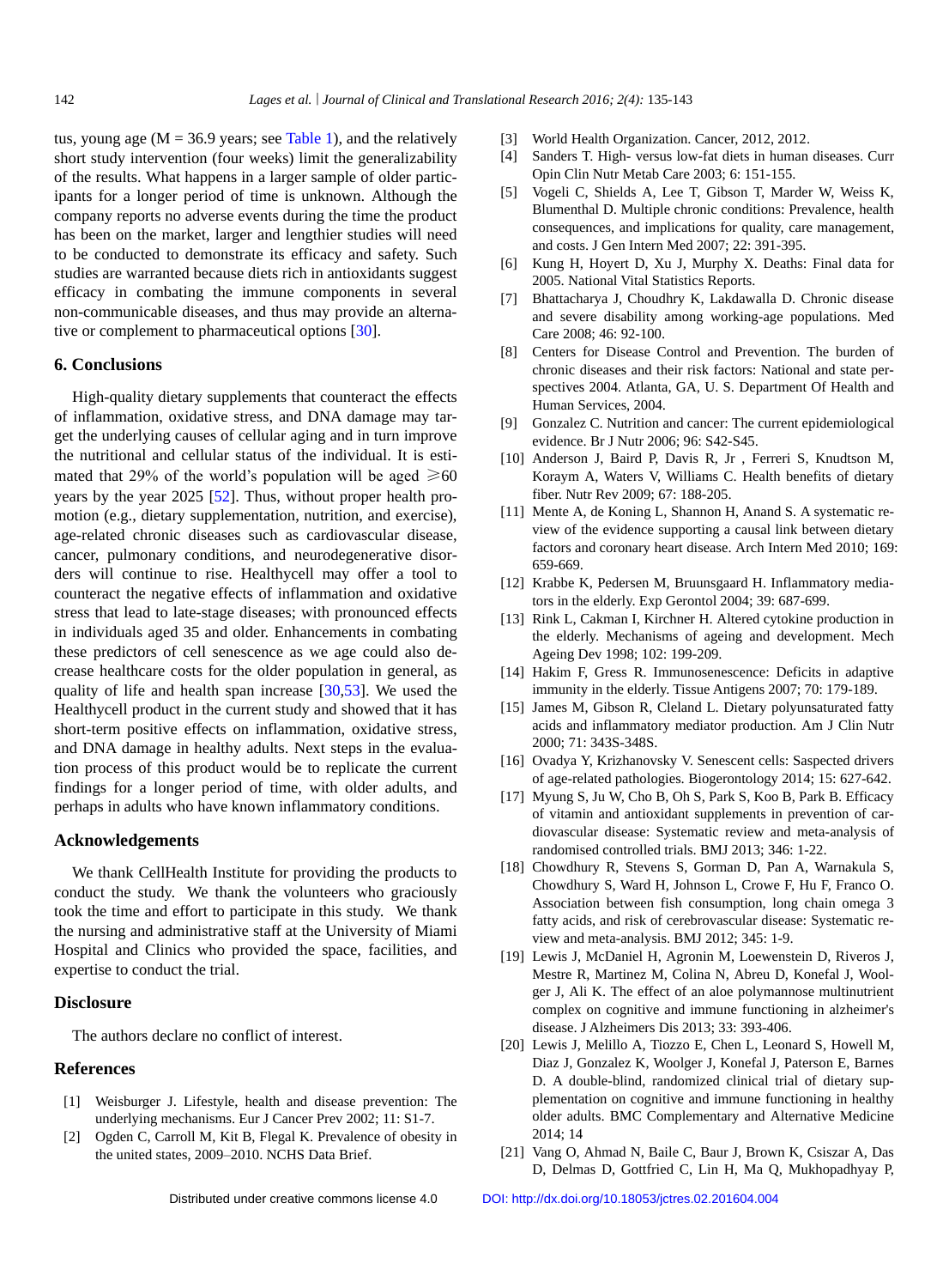tus, young age (M = 36.9 years; see Table 1), and the relatively short study intervention (four weeks) limit the generalizability of the results. What happens in a larger sample of older participants for a longer period of time is unknown. Although the company reports no adverse events during the time the product has been on the market, larger and lengthier studies will need to be conducted to demonstrate its efficacy and safety. Such studies are warranted because diets rich in antioxidants suggest efficacy in combating the immune components in several non-communicable diseases, and thus may provide an alternative or complement to pharmaceutical options [30].

## 6. Conclusions

High-quality dietary supplements that counteract the effects of inflammation, oxidative stress, and DNA damage may target the underlying causes of cellular aging and in turn improve the nutritional and cellular status of the individual. It is estimated that 29% of the world's population will be aged ⩾60 years by the year 2025 [52]. Thus, without proper health promotion (e.g., dietary supplementation, nutrition, and exercise), age-related chronic diseases such as cardiovascular disease, cancer, pulmonary conditions, and neurodegenerative disorders will continue to rise. Healthycell may offer a tool to counteract the negative effects of inflammation and oxidative stress that lead to late-stage diseases; with pronounced effects in individuals aged 35 and older. Enhancements in combating these predictors of cell senescence as we age could also decrease healthcare costs for the older population in general, as quality of life and health span increase [30,53]. We used the Healthycell product in the current study and showed that it has short-term positive effects on inflammation, oxidative stress, and DNA damage in healthy adults. Next steps in the evaluation process of this product would be to replicate the current findings for a longer period of time, with older adults, and perhaps in adults who have known inflammatory conditions.

## Acknowledgements

We thank CellHealth Institute for providing the products to conduct the study. We thank the volunteers who graciously took the time and effort to participate in this study. We thank the nursing and administrative staff at the University of Miami Hospital and Clinics who provided the space, facilities, and expertise to conduct the trial.

## Disclosure

The authors declare no conflict of interest.

## References

[1] Weisburger J. Lifestyle, health and disease prevention: The underlying mechanisms. Eur J Cancer Prev 2002; 11: S1-7.

[2] Ogden C, Carroll M, Kit B, Flegal K. Prevalence of obesity in the united states, 2009–2010. NCHS Data Brief.

[3] World Health Organization. Cancer, 2012, 2012.

[4] Sanders T. High- versus low-fat diets in human diseases. Curr Opin Clin Nutr Metab Care 2003; 6: 151-155.

[5] Vogeli C, Shields A, Lee T, Gibson T, Marder W, Weiss K, Blumenthal D. Multiple chronic conditions: Prevalence, health consequences, and implications for quality, care management, and costs. J Gen Intern Med 2007; 22: 391-395.

[6] Kung H, Hoyert D, Xu J, Murphy X. Deaths: Final data for 2005. National Vital Statistics Reports.

[7] Bhattacharya J, Choudhry K, Lakdawalla D. Chronic disease and severe disability among working-age populations. Med Care 2008; 46: 92-100.

[8] Centers for Disease Control and Prevention. The burden of chronic diseases and their risk factors: National and state perspectives 2004. Atlanta, GA, U. S. Department Of Health and Human Services, 2004.

[9] Gonzalez C. Nutrition and cancer: The current epidemiological evidence. Br J Nutr 2006; 96: S42-S45.

[10] Anderson J, Baird P, Davis R, Jr , Ferreri S, Knudtson M, Koraym A, Waters V, Williams C. Health benefits of dietary fiber. Nutr Rev 2009; 67: 188-205.

[11] Mente A, de Koning L, Shannon H, Anand S. A systematic review of the evidence supporting a causal link between dietary factors and coronary heart disease. Arch Intern Med 2010; 169: 659-669.

[12] Krabbe K, Pedersen M, Bruunsgaard H. Inflammatory mediators in the elderly. Exp Gerontol 2004; 39: 687-699.

[13] Rink L, Cakman I, Kirchner H. Altered cytokine production in the elderly. Mechanisms of ageing and development. Mech Ageing Dev 1998; 102: 199-209.

[14] Hakim F, Gress R. Immunosenescence: Deficits in adaptive immunity in the elderly. Tissue Antigens 2007; 70: 179-189.

[15] James M, Gibson R, Cleland L. Dietary polyunsaturated fatty acids and inflammatory mediator production. Am J Clin Nutr 2000; 71: 343S-348S.

[16] Ovadya Y, Krizhanovsky V. Senescent cells: Saspected drivers of age-related pathologies. Biogerontology 2014; 15: 627-642.

[17] Myung S, Ju W, Cho B, Oh S, Park S, Koo B, Park B. Efficacy of vitamin and antioxidant supplements in prevention of cardiovascular disease: Systematic review and meta-analysis of randomised controlled trials. BMJ 2013; 346: 1-22.

[18] Chowdhury R, Stevens S, Gorman D, Pan A, Warnakula S, Chowdhury S, Ward H, Johnson L, Crowe F, Hu F, Franco O. Association between fish consumption, long chain omega 3 fatty acids, and risk of cerebrovascular disease: Systematic review and meta-analysis. BMJ 2012; 345: 1-9.

[19] Lewis J, McDaniel H, Agronin M, Loewenstein D, Riveros J, Mestre R, Martinez M, Colina N, Abreu D, Konefal J, Woolger J, Ali K. The effect of an aloe polymannose multinutrient complex on cognitive and immune functioning in alzheimer's disease. J Alzheimers Dis 2013; 33: 393-406.

[20] Lewis J, Melillo A, Tiozzo E, Chen L, Leonard S, Howell M, Diaz J, Gonzalez K, Woolger J, Konefal J, Paterson E, Barnes D. A double-blind, randomized clinical trial of dietary supplementation on cognitive and immune functioning in healthy older adults. BMC Complementary and Alternative Medicine 2014; 14

[21] Vang O, Ahmad N, Baile C, Baur J, Brown K, Csiszar A, Das D, Delmas D, Gottfried C, Lin H, Ma Q, Mukhopadhyay P,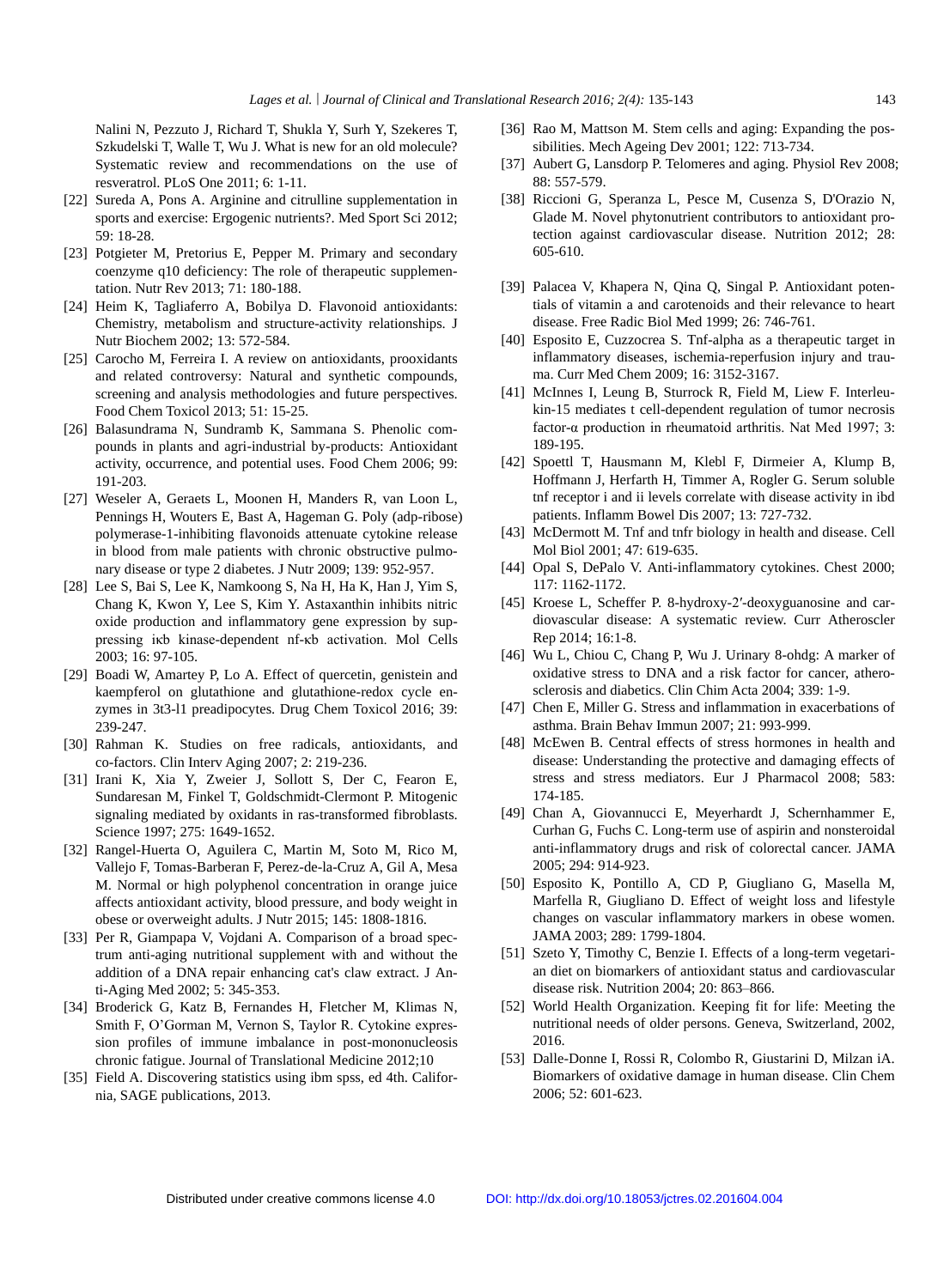Nalini N, Pezzuto J, Richard T, Shukla Y, Surh Y, Szekeres T, Szkudelski T, Walle T, Wu J. What is new for an old molecule? Systematic review and recommendations on the use of resveratrol. PLoS One 2011; 6: 1-11.

[22] Sureda A, Pons A. Arginine and citrulline supplementation in sports and exercise: Ergogenic nutrients?. Med Sport Sci 2012; 59: 18-28.

[23] Potgieter M, Pretorius E, Pepper M. Primary and secondary coenzyme q10 deficiency: The role of therapeutic supplementation. Nutr Rev 2013; 71: 180-188.

[24] Heim K, Tagliaferro A, Bobilya D. Flavonoid antioxidants: Chemistry, metabolism and structure-activity relationships. J Nutr Biochem 2002; 13: 572-584.

[25] Carocho M, Ferreira I. A review on antioxidants, prooxidants and related controversy: Natural and synthetic compounds, screening and analysis methodologies and future perspectives. Food Chem Toxicol 2013; 51: 15-25.

[26] Balasundrama N, Sundramb K, Sammana S. Phenolic compounds in plants and agri-industrial by-products: Antioxidant activity, occurrence, and potential uses. Food Chem 2006; 99: 191-203.

[27] Weseler A, Geraets L, Moonen H, Manders R, van Loon L, Pennings H, Wouters E, Bast A, Hageman G. Poly (adp-ribose) polymerase-1-inhibiting flavonoids attenuate cytokine release in blood from male patients with chronic obstructive pulmonary disease or type 2 diabetes. J Nutr 2009; 139: 952-957.

[28] Lee S, Bai S, Lee K, Namkoong S, Na H, Ha K, Han J, Yim S, Chang K, Kwon Y, Lee S, Kim Y. Astaxanthin inhibits nitric oxide production and inflammatory gene expression by suppressing iκb kinase-dependent nf-κb activation. Mol Cells 2003; 16: 97-105.

[29] Boadi W, Amartey P, Lo A. Effect of quercetin, genistein and kaempferol on glutathione and glutathione-redox cycle enzymes in 3t3-l1 preadipocytes. Drug Chem Toxicol 2016; 39: 239-247.

[30] Rahman K. Studies on free radicals, antioxidants, and co-factors. Clin Interv Aging 2007; 2: 219-236.

[31] Irani K, Xia Y, Zweier J, Sollott S, Der C, Fearon E, Sundaresan M, Finkel T, Goldschmidt-Clermont P. Mitogenic signaling mediated by oxidants in ras-transformed fibroblasts. Science 1997; 275: 1649-1652.

[32] Rangel-Huerta O, Aguilera C, Martin M, Soto M, Rico M, Vallejo F, Tomas-Barberan F, Perez-de-la-Cruz A, Gil A, Mesa M. Normal or high polyphenol concentration in orange juice affects antioxidant activity, blood pressure, and body weight in obese or overweight adults. J Nutr 2015; 145: 1808-1816.

[33] Per R, Giampapa V, Vojdani A. Comparison of a broad spectrum anti-aging nutritional supplement with and without the addition of a DNA repair enhancing cat's claw extract. J Anti-Aging Med 2002; 5: 345-353.

[34] Broderick G, Katz B, Fernandes H, Fletcher M, Klimas N, Smith F, O'Gorman M, Vernon S, Taylor R. Cytokine expression profiles of immune imbalance in post-mononucleosis chronic fatigue. Journal of Translational Medicine 2012;10

[35] Field A. Discovering statistics using ibm spss, ed 4th. California, SAGE publications, 2013.

[36] Rao M, Mattson M. Stem cells and aging: Expanding the possibilities. Mech Ageing Dev 2001; 122: 713-734.

[37] Aubert G, Lansdorp P. Telomeres and aging. Physiol Rev 2008; 88: 557-579.

[38] Riccioni G, Speranza L, Pesce M, Cusenza S, D'Orazio N, Glade M. Novel phytonutrient contributors to antioxidant protection against cardiovascular disease. Nutrition 2012; 28: 605-610.

[39] Palacea V, Khapera N, Qina Q, Singal P. Antioxidant potentials of vitamin a and carotenoids and their relevance to heart disease. Free Radic Biol Med 1999; 26: 746-761.

[40] Esposito E, Cuzzocrea S. Tnf-alpha as a therapeutic target in inflammatory diseases, ischemia-reperfusion injury and trauma. Curr Med Chem 2009; 16: 3152-3167.

[41] McInnes I, Leung B, Sturrock R, Field M, Liew F. Interleukin-15 mediates t cell-dependent regulation of tumor necrosis factor-α production in rheumatoid arthritis. Nat Med 1997; 3: 189-195.

[42] Spoettl T, Hausmann M, Klebl F, Dirmeier A, Klump B, Hoffmann J, Herfarth H, Timmer A, Rogler G. Serum soluble tnf receptor i and ii levels correlate with disease activity in ibd patients. Inflamm Bowel Dis 2007; 13: 727-732.

[43] McDermott M. Tnf and tnfr biology in health and disease. Cell Mol Biol 2001; 47: 619-635.

[44] Opal S, DePalo V. Anti-inflammatory cytokines. Chest 2000; 117: 1162-1172.

[45] Kroese L, Scheffer P. 8-hydroxy-2′-deoxyguanosine and cardiovascular disease: A systematic review. Curr Atheroscler Rep 2014; 16:1-8.

[46] Wu L, Chiou C, Chang P, Wu J. Urinary 8-ohdg: A marker of oxidative stress to DNA and a risk factor for cancer, atherosclerosis and diabetics. Clin Chim Acta 2004; 339: 1-9.

[47] Chen E, Miller G. Stress and inflammation in exacerbations of asthma. Brain Behav Immun 2007; 21: 993-999.

[48] McEwen B. Central effects of stress hormones in health and disease: Understanding the protective and damaging effects of stress and stress mediators. Eur J Pharmacol 2008; 583: 174-185.

[49] Chan A, Giovannucci E, Meyerhardt J, Schernhammer E, Curhan G, Fuchs C. Long-term use of aspirin and nonsteroidal anti-inflammatory drugs and risk of colorectal cancer. JAMA 2005; 294: 914-923.

[50] Esposito K, Pontillo A, CD P, Giugliano G, Masella M, Marfella R, Giugliano D. Effect of weight loss and lifestyle changes on vascular inflammatory markers in obese women. JAMA 2003; 289: 1799-1804.

[51] Szeto Y, Timothy C, Benzie I. Effects of a long-term vegetarian diet on biomarkers of antioxidant status and cardiovascular disease risk. Nutrition 2004; 20: 863–866.

[52] World Health Organization. Keeping fit for life: Meeting the nutritional needs of older persons. Geneva, Switzerland, 2002, 2016.

[53] Dalle-Donne I, Rossi R, Colombo R, Giustarini D, Milzan iA. Biomarkers of oxidative damage in human disease. Clin Chem 2006; 52: 601-623.

Distributed under creative commons license 4.0 DOI: http://dx.doi.org/10.18053/jctres.02.201604.004